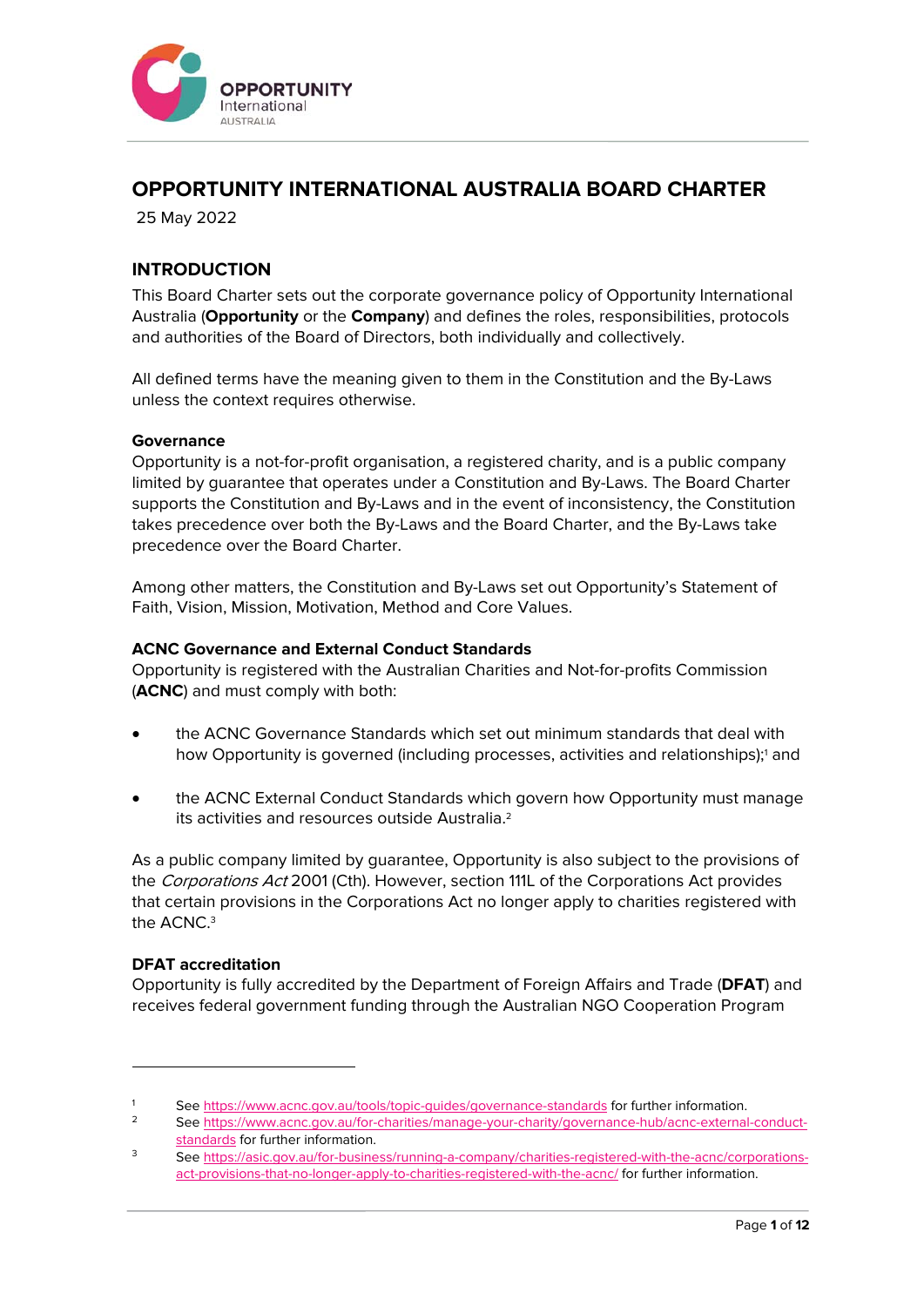# OPPORTUNITY INTERNATIONAL AUSTRALIA BOARD CHARTER

25 May 2022

## INTRODUCTION

This Board Charter sets out the corporate governance policy of Opportunity International Australia (**Opportunity** or the **Company**) and defines the roles, responsibilities, protocols and authorities of the Board of Directors, both individually and collectively.

All defined terms have the meaning given to them in the Constitution and the By-Laws unless the context requires otherwise.

### Governance

Opportunity is a not-for-profit organisation, a registered charity, and is a public company limited by guarantee that operates under a Constitution and By-Laws. The Board Charter supports the Constitution and By-Laws and in the event of inconsistency, the Constitution takes precedence over both the By-Laws and the Board Charter, and the By-Laws take precedence over the Board Charter.

Among other matters, the Constitution and By-Laws set out Opportunity's Statement of Faith, Vision, Mission, Motivation, Method and Core Values.

### ACNC Governance and External Conduct Standards

Opportunity is registered with the Australian Charities and Not-for-profits Commission (**ACNC**) and must comply with both:

- the ACNC Governance Standards which set out minimum standards that deal with how Opportunity is governed (including processes, activities and relationships);[1] and
- the ACNC External Conduct Standards which govern how Opportunity must manage its activities and resources outside Australia.[2]

As a public company limited by guarantee, Opportunity is also subject to the provisions of the *Corporations Act* 2001 (Cth). However, section 111L of the Corporations Act provides that certain provisions in the Corporations Act no longer apply to charities registered with the ACNC.[3]

### DFAT accreditation

Opportunity is fully accredited by the Department of Foreign Affairs and Trade (**DFAT**) and receives federal government funding through the Australian NGO Cooperation Program

---

[1] See https://www.acnc.gov.au/tools/topic-guides/governance-standards for further information.

[2] See https://www.acnc.gov.au/for-charities/manage-your-charity/governance-hub/acnc-external-conduct-standards for further information.

[3] See https://asic.gov.au/for-business/running-a-company/charities-registered-with-the-acnc/corporations-act-provisions-that-no-longer-apply-to-charities-registered-with-the-acnc/ for further information.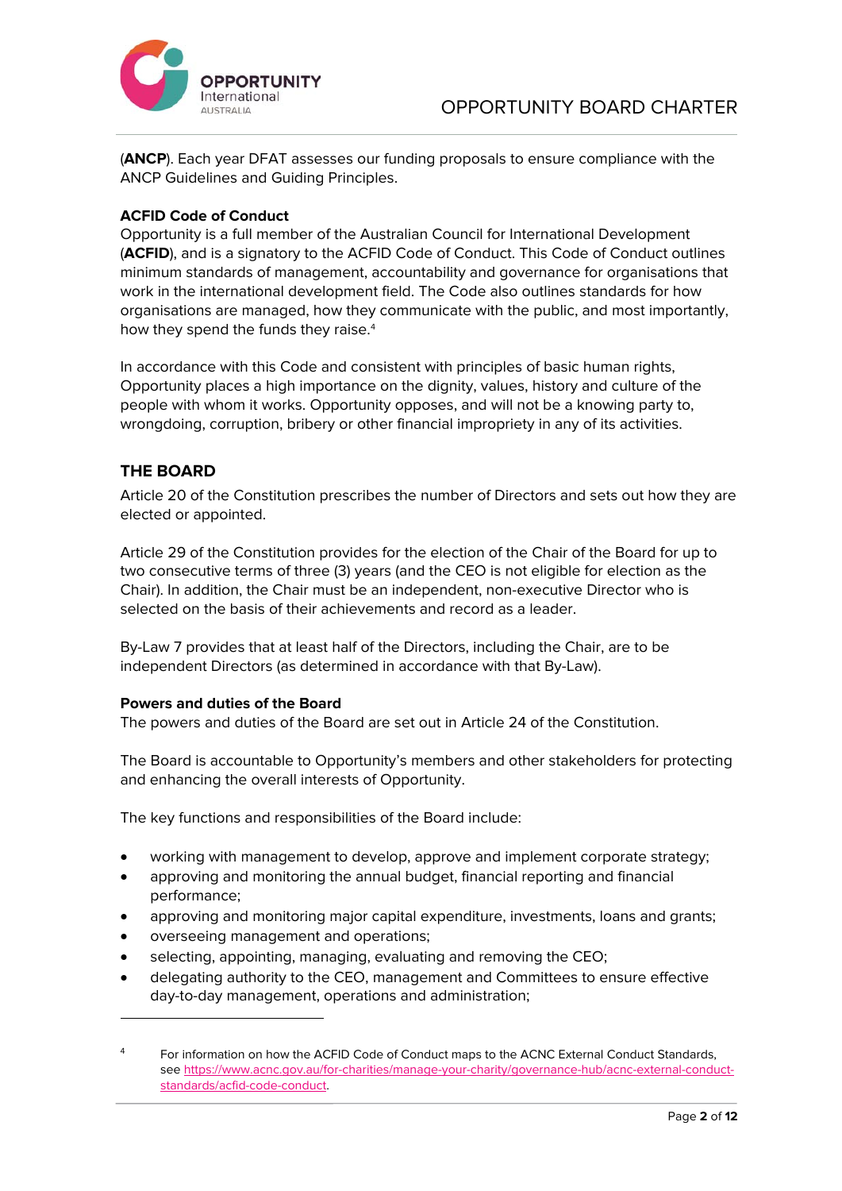(**ANCP**). Each year DFAT assesses our funding proposals to ensure compliance with the ANCP Guidelines and Guiding Principles.

**ACFID Code of Conduct**

Opportunity is a full member of the Australian Council for International Development (**ACFID**), and is a signatory to the ACFID Code of Conduct. This Code of Conduct outlines minimum standards of management, accountability and governance for organisations that work in the international development field. The Code also outlines standards for how organisations are managed, how they communicate with the public, and most importantly, how they spend the funds they raise.[4]

In accordance with this Code and consistent with principles of basic human rights, Opportunity places a high importance on the dignity, values, history and culture of the people with whom it works. Opportunity opposes, and will not be a knowing party to, wrongdoing, corruption, bribery or other financial impropriety in any of its activities.

## THE BOARD

Article 20 of the Constitution prescribes the number of Directors and sets out how they are elected or appointed.

Article 29 of the Constitution provides for the election of the Chair of the Board for up to two consecutive terms of three (3) years (and the CEO is not eligible for election as the Chair). In addition, the Chair must be an independent, non-executive Director who is selected on the basis of their achievements and record as a leader.

By-Law 7 provides that at least half of the Directors, including the Chair, are to be independent Directors (as determined in accordance with that By-Law).

**Powers and duties of the Board**

The powers and duties of the Board are set out in Article 24 of the Constitution.

The Board is accountable to Opportunity's members and other stakeholders for protecting and enhancing the overall interests of Opportunity.

The key functions and responsibilities of the Board include:

- working with management to develop, approve and implement corporate strategy;
- approving and monitoring the annual budget, financial reporting and financial performance;
- approving and monitoring major capital expenditure, investments, loans and grants;
- overseeing management and operations;
- selecting, appointing, managing, evaluating and removing the CEO;
- delegating authority to the CEO, management and Committees to ensure effective day-to-day management, operations and administration;

---

[4] For information on how the ACFID Code of Conduct maps to the ACNC External Conduct Standards, see https://www.acnc.gov.au/for-charities/manage-your-charity/governance-hub/acnc-external-conduct-standards/acfid-code-conduct.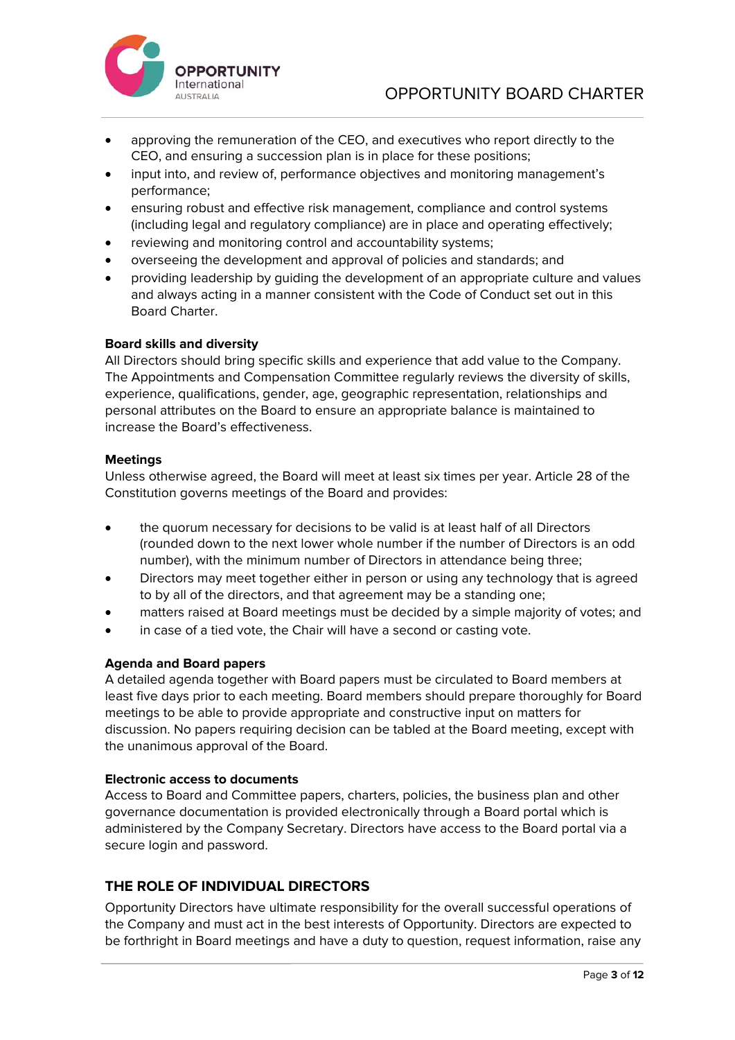- approving the remuneration of the CEO, and executives who report directly to the CEO, and ensuring a succession plan is in place for these positions;
- input into, and review of, performance objectives and monitoring management's performance;
- ensuring robust and effective risk management, compliance and control systems (including legal and regulatory compliance) are in place and operating effectively;
- reviewing and monitoring control and accountability systems;
- overseeing the development and approval of policies and standards; and
- providing leadership by guiding the development of an appropriate culture and values and always acting in a manner consistent with the Code of Conduct set out in this Board Charter.

**Board skills and diversity**

All Directors should bring specific skills and experience that add value to the Company. The Appointments and Compensation Committee regularly reviews the diversity of skills, experience, qualifications, gender, age, geographic representation, relationships and personal attributes on the Board to ensure an appropriate balance is maintained to increase the Board's effectiveness.

**Meetings**

Unless otherwise agreed, the Board will meet at least six times per year. Article 28 of the Constitution governs meetings of the Board and provides:

- the quorum necessary for decisions to be valid is at least half of all Directors (rounded down to the next lower whole number if the number of Directors is an odd number), with the minimum number of Directors in attendance being three;
- Directors may meet together either in person or using any technology that is agreed to by all of the directors, and that agreement may be a standing one;
- matters raised at Board meetings must be decided by a simple majority of votes; and
- in case of a tied vote, the Chair will have a second or casting vote.

**Agenda and Board papers**

A detailed agenda together with Board papers must be circulated to Board members at least five days prior to each meeting. Board members should prepare thoroughly for Board meetings to be able to provide appropriate and constructive input on matters for discussion. No papers requiring decision can be tabled at the Board meeting, except with the unanimous approval of the Board.

**Electronic access to documents**

Access to Board and Committee papers, charters, policies, the business plan and other governance documentation is provided electronically through a Board portal which is administered by the Company Secretary. Directors have access to the Board portal via a secure login and password.

## THE ROLE OF INDIVIDUAL DIRECTORS

Opportunity Directors have ultimate responsibility for the overall successful operations of the Company and must act in the best interests of Opportunity. Directors are expected to be forthright in Board meetings and have a duty to question, request information, raise any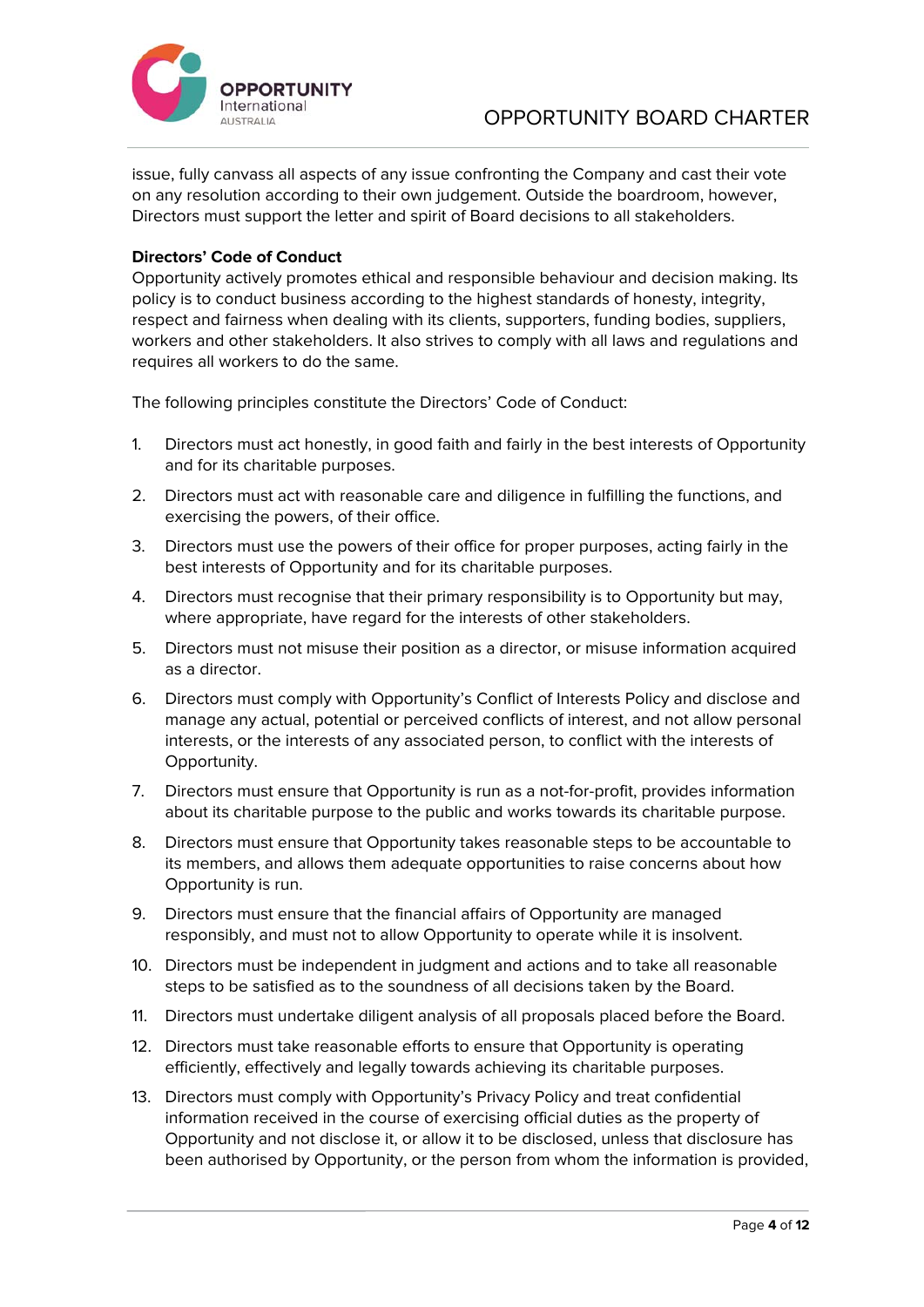issue, fully canvass all aspects of any issue confronting the Company and cast their vote on any resolution according to their own judgement. Outside the boardroom, however, Directors must support the letter and spirit of Board decisions to all stakeholders.

**Directors' Code of Conduct**

Opportunity actively promotes ethical and responsible behaviour and decision making. Its policy is to conduct business according to the highest standards of honesty, integrity, respect and fairness when dealing with its clients, supporters, funding bodies, suppliers, workers and other stakeholders. It also strives to comply with all laws and regulations and requires all workers to do the same.

The following principles constitute the Directors' Code of Conduct:

1. Directors must act honestly, in good faith and fairly in the best interests of Opportunity and for its charitable purposes.
2. Directors must act with reasonable care and diligence in fulfilling the functions, and exercising the powers, of their office.
3. Directors must use the powers of their office for proper purposes, acting fairly in the best interests of Opportunity and for its charitable purposes.
4. Directors must recognise that their primary responsibility is to Opportunity but may, where appropriate, have regard for the interests of other stakeholders.
5. Directors must not misuse their position as a director, or misuse information acquired as a director.
6. Directors must comply with Opportunity's Conflict of Interests Policy and disclose and manage any actual, potential or perceived conflicts of interest, and not allow personal interests, or the interests of any associated person, to conflict with the interests of Opportunity.
7. Directors must ensure that Opportunity is run as a not-for-profit, provides information about its charitable purpose to the public and works towards its charitable purpose.
8. Directors must ensure that Opportunity takes reasonable steps to be accountable to its members, and allows them adequate opportunities to raise concerns about how Opportunity is run.
9. Directors must ensure that the financial affairs of Opportunity are managed responsibly, and must not to allow Opportunity to operate while it is insolvent.
10. Directors must be independent in judgment and actions and to take all reasonable steps to be satisfied as to the soundness of all decisions taken by the Board.
11. Directors must undertake diligent analysis of all proposals placed before the Board.
12. Directors must take reasonable efforts to ensure that Opportunity is operating efficiently, effectively and legally towards achieving its charitable purposes.
13. Directors must comply with Opportunity's Privacy Policy and treat confidential information received in the course of exercising official duties as the property of Opportunity and not disclose it, or allow it to be disclosed, unless that disclosure has been authorised by Opportunity, or the person from whom the information is provided,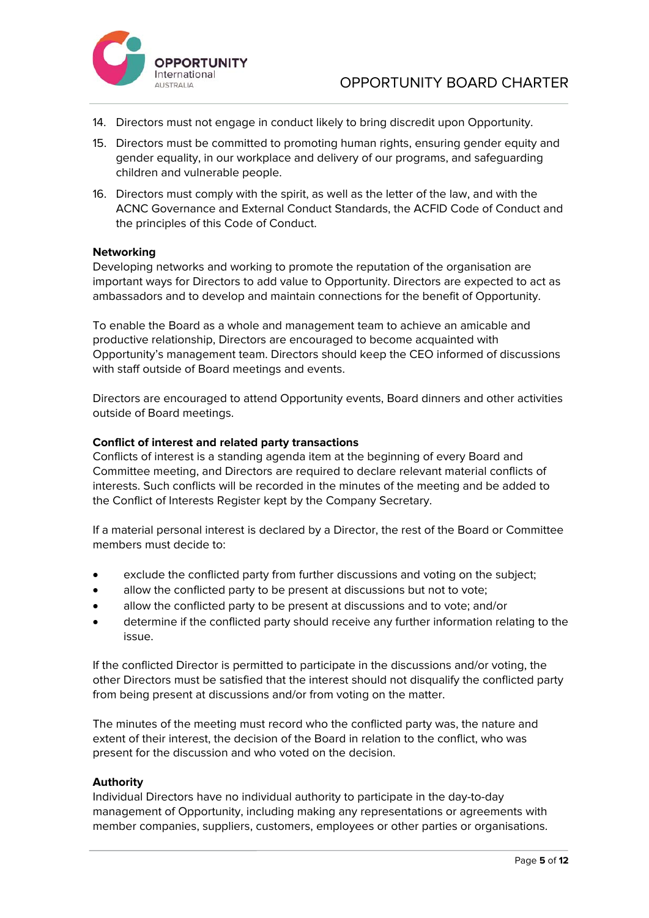14. Directors must not engage in conduct likely to bring discredit upon Opportunity.
15. Directors must be committed to promoting human rights, ensuring gender equity and gender equality, in our workplace and delivery of our programs, and safeguarding children and vulnerable people.
16. Directors must comply with the spirit, as well as the letter of the law, and with the ACNC Governance and External Conduct Standards, the ACFID Code of Conduct and the principles of this Code of Conduct.

**Networking**

Developing networks and working to promote the reputation of the organisation are important ways for Directors to add value to Opportunity. Directors are expected to act as ambassadors and to develop and maintain connections for the benefit of Opportunity.

To enable the Board as a whole and management team to achieve an amicable and productive relationship, Directors are encouraged to become acquainted with Opportunity's management team. Directors should keep the CEO informed of discussions with staff outside of Board meetings and events.

Directors are encouraged to attend Opportunity events, Board dinners and other activities outside of Board meetings.

**Conflict of interest and related party transactions**

Conflicts of interest is a standing agenda item at the beginning of every Board and Committee meeting, and Directors are required to declare relevant material conflicts of interests. Such conflicts will be recorded in the minutes of the meeting and be added to the Conflict of Interests Register kept by the Company Secretary.

If a material personal interest is declared by a Director, the rest of the Board or Committee members must decide to:

- exclude the conflicted party from further discussions and voting on the subject;
- allow the conflicted party to be present at discussions but not to vote;
- allow the conflicted party to be present at discussions and to vote; and/or
- determine if the conflicted party should receive any further information relating to the issue.

If the conflicted Director is permitted to participate in the discussions and/or voting, the other Directors must be satisfied that the interest should not disqualify the conflicted party from being present at discussions and/or from voting on the matter.

The minutes of the meeting must record who the conflicted party was, the nature and extent of their interest, the decision of the Board in relation to the conflict, who was present for the discussion and who voted on the decision.

**Authority**

Individual Directors have no individual authority to participate in the day-to-day management of Opportunity, including making any representations or agreements with member companies, suppliers, customers, employees or other parties or organisations.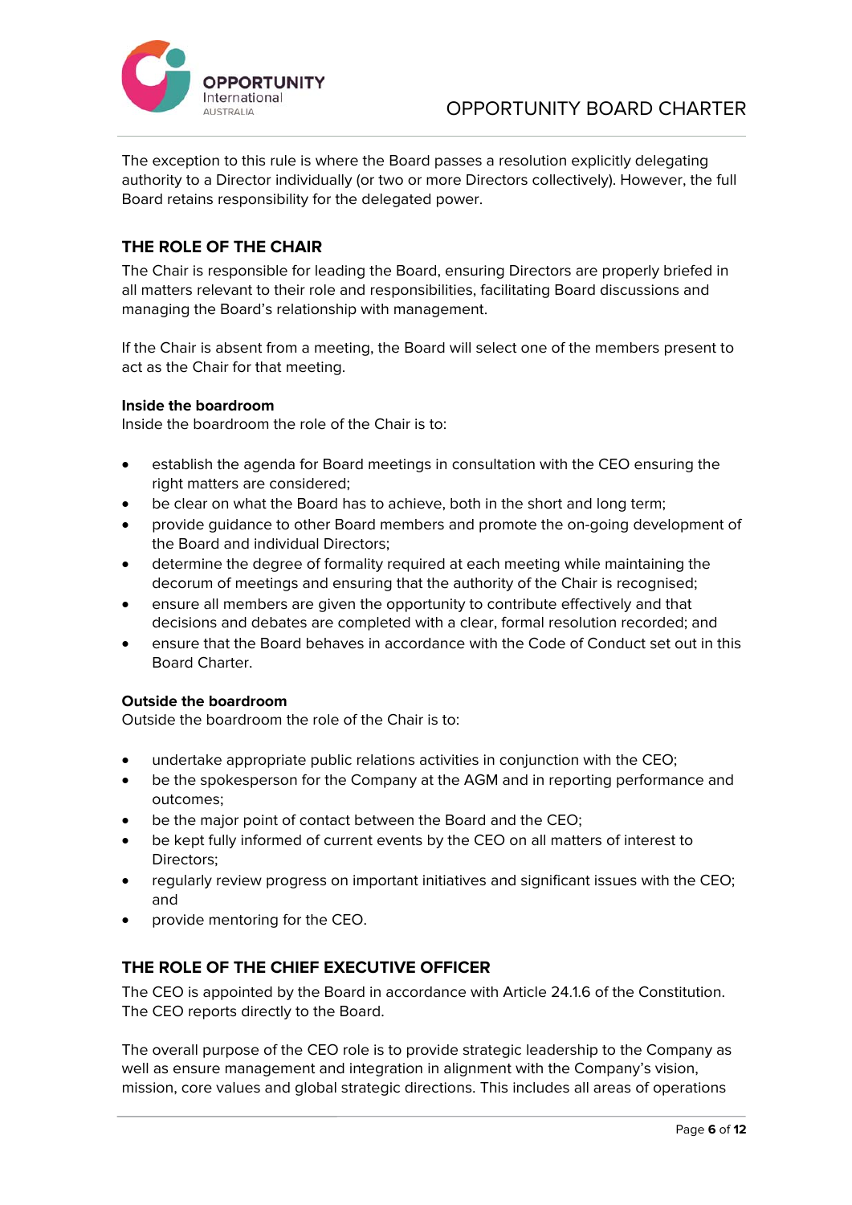The exception to this rule is where the Board passes a resolution explicitly delegating authority to a Director individually (or two or more Directors collectively). However, the full Board retains responsibility for the delegated power.

## THE ROLE OF THE CHAIR

The Chair is responsible for leading the Board, ensuring Directors are properly briefed in all matters relevant to their role and responsibilities, facilitating Board discussions and managing the Board's relationship with management.

If the Chair is absent from a meeting, the Board will select one of the members present to act as the Chair for that meeting.

**Inside the boardroom**
Inside the boardroom the role of the Chair is to:

- establish the agenda for Board meetings in consultation with the CEO ensuring the right matters are considered;
- be clear on what the Board has to achieve, both in the short and long term;
- provide guidance to other Board members and promote the on-going development of the Board and individual Directors;
- determine the degree of formality required at each meeting while maintaining the decorum of meetings and ensuring that the authority of the Chair is recognised;
- ensure all members are given the opportunity to contribute effectively and that decisions and debates are completed with a clear, formal resolution recorded; and
- ensure that the Board behaves in accordance with the Code of Conduct set out in this Board Charter.

**Outside the boardroom**
Outside the boardroom the role of the Chair is to:

- undertake appropriate public relations activities in conjunction with the CEO;
- be the spokesperson for the Company at the AGM and in reporting performance and outcomes;
- be the major point of contact between the Board and the CEO;
- be kept fully informed of current events by the CEO on all matters of interest to Directors;
- regularly review progress on important initiatives and significant issues with the CEO; and
- provide mentoring for the CEO.

## THE ROLE OF THE CHIEF EXECUTIVE OFFICER

The CEO is appointed by the Board in accordance with Article 24.1.6 of the Constitution. The CEO reports directly to the Board.

The overall purpose of the CEO role is to provide strategic leadership to the Company as well as ensure management and integration in alignment with the Company's vision, mission, core values and global strategic directions. This includes all areas of operations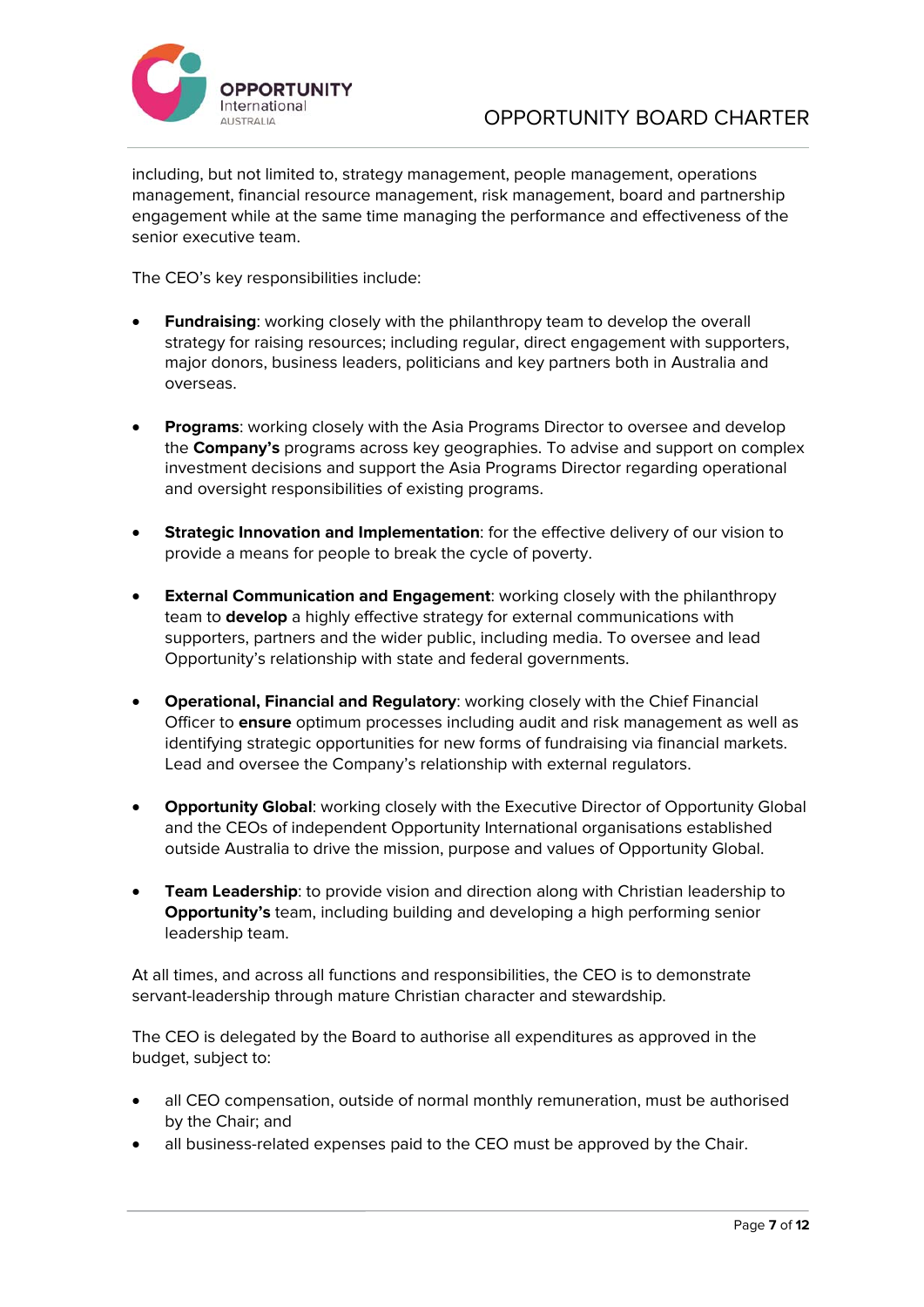including, but not limited to, strategy management, people management, operations management, financial resource management, risk management, board and partnership engagement while at the same time managing the performance and effectiveness of the senior executive team.

The CEO's key responsibilities include:

- **Fundraising**: working closely with the philanthropy team to develop the overall strategy for raising resources; including regular, direct engagement with supporters, major donors, business leaders, politicians and key partners both in Australia and overseas.

- **Programs**: working closely with the Asia Programs Director to oversee and develop the **Company's** programs across key geographies. To advise and support on complex investment decisions and support the Asia Programs Director regarding operational and oversight responsibilities of existing programs.

- **Strategic Innovation and Implementation**: for the effective delivery of our vision to provide a means for people to break the cycle of poverty.

- **External Communication and Engagement**: working closely with the philanthropy team to **develop** a highly effective strategy for external communications with supporters, partners and the wider public, including media. To oversee and lead Opportunity's relationship with state and federal governments.

- **Operational, Financial and Regulatory**: working closely with the Chief Financial Officer to **ensure** optimum processes including audit and risk management as well as identifying strategic opportunities for new forms of fundraising via financial markets. Lead and oversee the Company's relationship with external regulators.

- **Opportunity Global**: working closely with the Executive Director of Opportunity Global and the CEOs of independent Opportunity International organisations established outside Australia to drive the mission, purpose and values of Opportunity Global.

- **Team Leadership**: to provide vision and direction along with Christian leadership to **Opportunity's** team, including building and developing a high performing senior leadership team.

At all times, and across all functions and responsibilities, the CEO is to demonstrate servant-leadership through mature Christian character and stewardship.

The CEO is delegated by the Board to authorise all expenditures as approved in the budget, subject to:

- all CEO compensation, outside of normal monthly remuneration, must be authorised by the Chair; and
- all business-related expenses paid to the CEO must be approved by the Chair.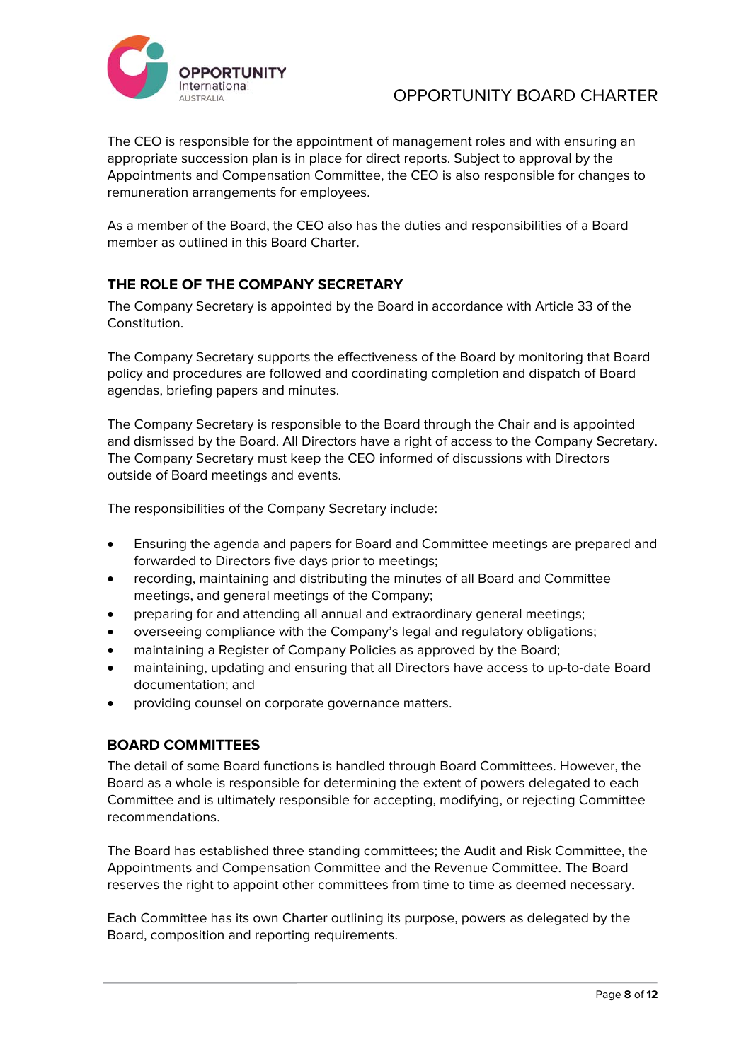The CEO is responsible for the appointment of management roles and with ensuring an appropriate succession plan is in place for direct reports. Subject to approval by the Appointments and Compensation Committee, the CEO is also responsible for changes to remuneration arrangements for employees.

As a member of the Board, the CEO also has the duties and responsibilities of a Board member as outlined in this Board Charter.

## THE ROLE OF THE COMPANY SECRETARY

The Company Secretary is appointed by the Board in accordance with Article 33 of the Constitution.

The Company Secretary supports the effectiveness of the Board by monitoring that Board policy and procedures are followed and coordinating completion and dispatch of Board agendas, briefing papers and minutes.

The Company Secretary is responsible to the Board through the Chair and is appointed and dismissed by the Board. All Directors have a right of access to the Company Secretary. The Company Secretary must keep the CEO informed of discussions with Directors outside of Board meetings and events.

The responsibilities of the Company Secretary include:

- Ensuring the agenda and papers for Board and Committee meetings are prepared and forwarded to Directors five days prior to meetings;
- recording, maintaining and distributing the minutes of all Board and Committee meetings, and general meetings of the Company;
- preparing for and attending all annual and extraordinary general meetings;
- overseeing compliance with the Company's legal and regulatory obligations;
- maintaining a Register of Company Policies as approved by the Board;
- maintaining, updating and ensuring that all Directors have access to up-to-date Board documentation; and
- providing counsel on corporate governance matters.

## BOARD COMMITTEES

The detail of some Board functions is handled through Board Committees. However, the Board as a whole is responsible for determining the extent of powers delegated to each Committee and is ultimately responsible for accepting, modifying, or rejecting Committee recommendations.

The Board has established three standing committees; the Audit and Risk Committee, the Appointments and Compensation Committee and the Revenue Committee. The Board reserves the right to appoint other committees from time to time as deemed necessary.

Each Committee has its own Charter outlining its purpose, powers as delegated by the Board, composition and reporting requirements.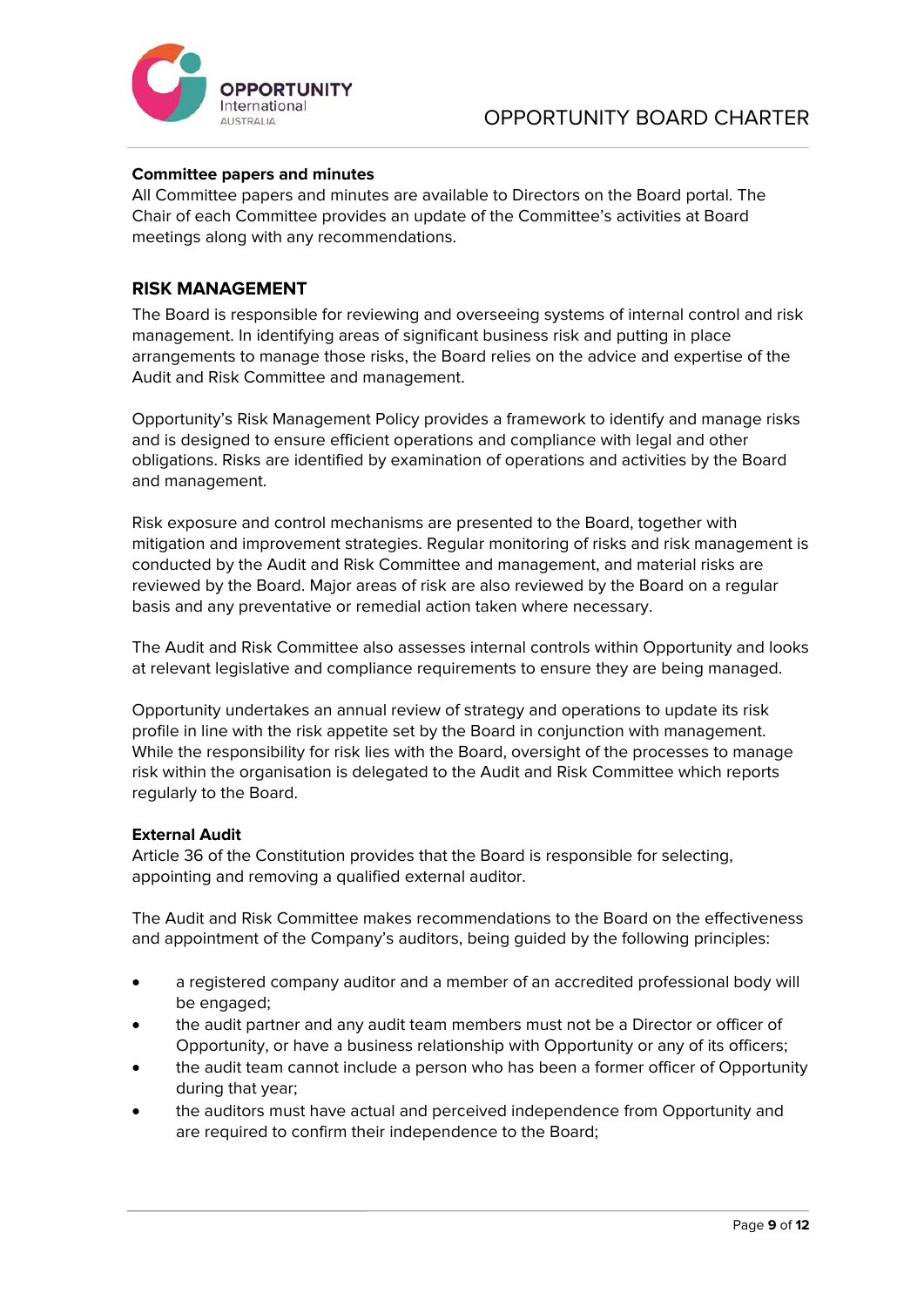**Committee papers and minutes**
All Committee papers and minutes are available to Directors on the Board portal. The Chair of each Committee provides an update of the Committee's activities at Board meetings along with any recommendations.

## RISK MANAGEMENT

The Board is responsible for reviewing and overseeing systems of internal control and risk management. In identifying areas of significant business risk and putting in place arrangements to manage those risks, the Board relies on the advice and expertise of the Audit and Risk Committee and management.

Opportunity's Risk Management Policy provides a framework to identify and manage risks and is designed to ensure efficient operations and compliance with legal and other obligations. Risks are identified by examination of operations and activities by the Board and management.

Risk exposure and control mechanisms are presented to the Board, together with mitigation and improvement strategies. Regular monitoring of risks and risk management is conducted by the Audit and Risk Committee and management, and material risks are reviewed by the Board. Major areas of risk are also reviewed by the Board on a regular basis and any preventative or remedial action taken where necessary.

The Audit and Risk Committee also assesses internal controls within Opportunity and looks at relevant legislative and compliance requirements to ensure they are being managed.

Opportunity undertakes an annual review of strategy and operations to update its risk profile in line with the risk appetite set by the Board in conjunction with management. While the responsibility for risk lies with the Board, oversight of the processes to manage risk within the organisation is delegated to the Audit and Risk Committee which reports regularly to the Board.

**External Audit**
Article 36 of the Constitution provides that the Board is responsible for selecting, appointing and removing a qualified external auditor.

The Audit and Risk Committee makes recommendations to the Board on the effectiveness and appointment of the Company's auditors, being guided by the following principles:

- a registered company auditor and a member of an accredited professional body will be engaged;
- the audit partner and any audit team members must not be a Director or officer of Opportunity, or have a business relationship with Opportunity or any of its officers;
- the audit team cannot include a person who has been a former officer of Opportunity during that year;
- the auditors must have actual and perceived independence from Opportunity and are required to confirm their independence to the Board;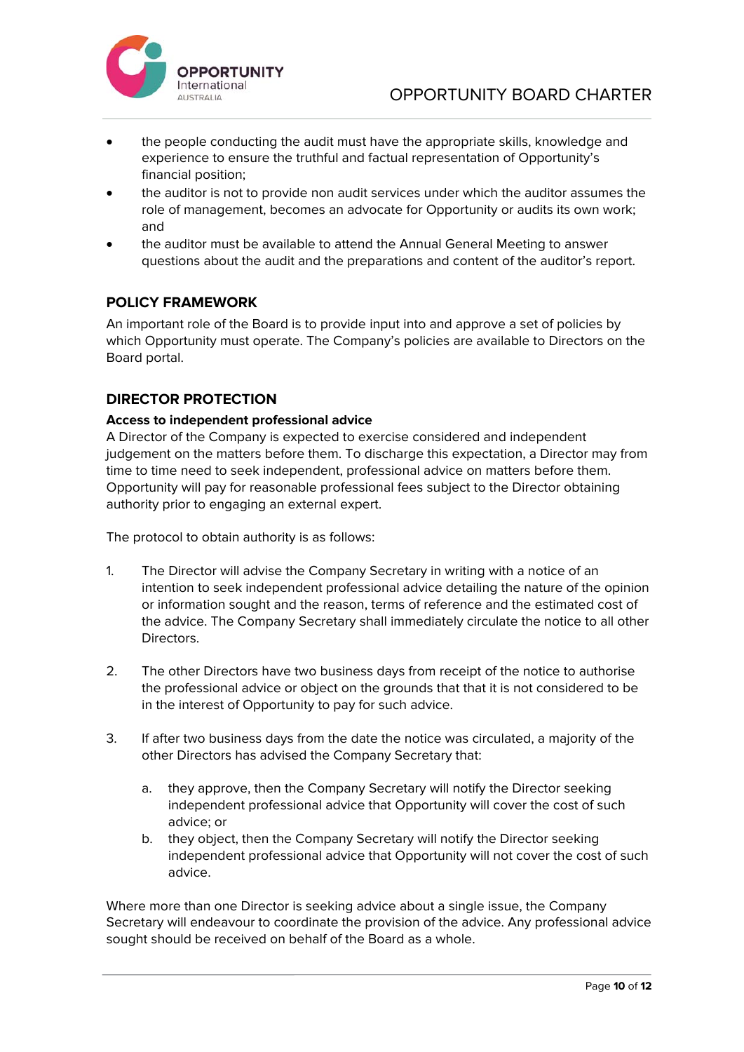- the people conducting the audit must have the appropriate skills, knowledge and experience to ensure the truthful and factual representation of Opportunity's financial position;
- the auditor is not to provide non audit services under which the auditor assumes the role of management, becomes an advocate for Opportunity or audits its own work; and
- the auditor must be available to attend the Annual General Meeting to answer questions about the audit and the preparations and content of the auditor's report.

## POLICY FRAMEWORK

An important role of the Board is to provide input into and approve a set of policies by which Opportunity must operate. The Company's policies are available to Directors on the Board portal.

## DIRECTOR PROTECTION

### Access to independent professional advice

A Director of the Company is expected to exercise considered and independent judgement on the matters before them. To discharge this expectation, a Director may from time to time need to seek independent, professional advice on matters before them. Opportunity will pay for reasonable professional fees subject to the Director obtaining authority prior to engaging an external expert.

The protocol to obtain authority is as follows:

1. The Director will advise the Company Secretary in writing with a notice of an intention to seek independent professional advice detailing the nature of the opinion or information sought and the reason, terms of reference and the estimated cost of the advice. The Company Secretary shall immediately circulate the notice to all other Directors.

2. The other Directors have two business days from receipt of the notice to authorise the professional advice or object on the grounds that that it is not considered to be in the interest of Opportunity to pay for such advice.

3. If after two business days from the date the notice was circulated, a majority of the other Directors has advised the Company Secretary that:

   a. they approve, then the Company Secretary will notify the Director seeking independent professional advice that Opportunity will cover the cost of such advice; or
   b. they object, then the Company Secretary will notify the Director seeking independent professional advice that Opportunity will not cover the cost of such advice.

Where more than one Director is seeking advice about a single issue, the Company Secretary will endeavour to coordinate the provision of the advice. Any professional advice sought should be received on behalf of the Board as a whole.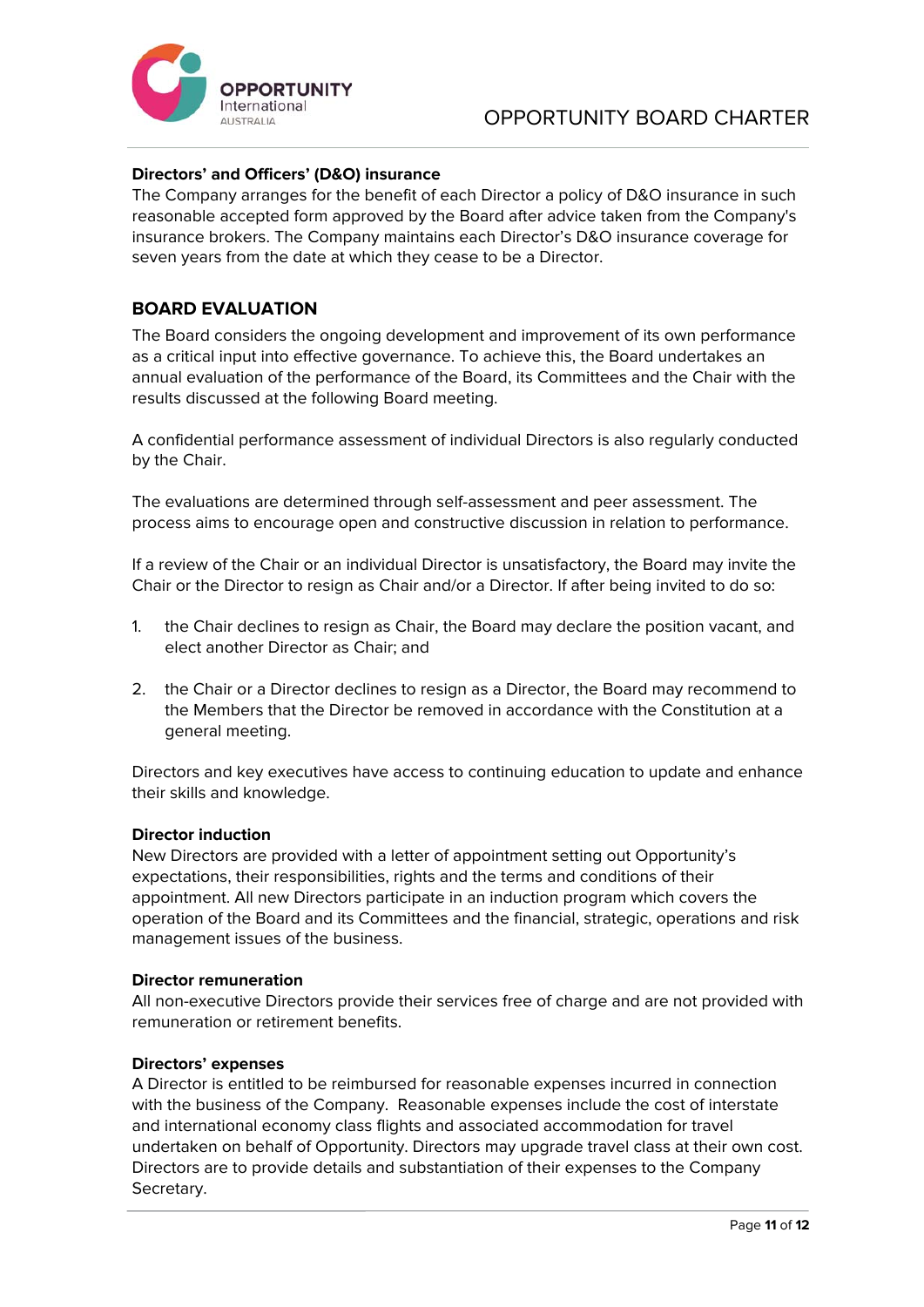**Directors' and Officers' (D&O) insurance**
The Company arranges for the benefit of each Director a policy of D&O insurance in such reasonable accepted form approved by the Board after advice taken from the Company's insurance brokers. The Company maintains each Director's D&O insurance coverage for seven years from the date at which they cease to be a Director.

## BOARD EVALUATION

The Board considers the ongoing development and improvement of its own performance as a critical input into effective governance. To achieve this, the Board undertakes an annual evaluation of the performance of the Board, its Committees and the Chair with the results discussed at the following Board meeting.

A confidential performance assessment of individual Directors is also regularly conducted by the Chair.

The evaluations are determined through self-assessment and peer assessment. The process aims to encourage open and constructive discussion in relation to performance.

If a review of the Chair or an individual Director is unsatisfactory, the Board may invite the Chair or the Director to resign as Chair and/or a Director. If after being invited to do so:

1. the Chair declines to resign as Chair, the Board may declare the position vacant, and elect another Director as Chair; and

2. the Chair or a Director declines to resign as a Director, the Board may recommend to the Members that the Director be removed in accordance with the Constitution at a general meeting.

Directors and key executives have access to continuing education to update and enhance their skills and knowledge.

**Director induction**
New Directors are provided with a letter of appointment setting out Opportunity's expectations, their responsibilities, rights and the terms and conditions of their appointment. All new Directors participate in an induction program which covers the operation of the Board and its Committees and the financial, strategic, operations and risk management issues of the business.

**Director remuneration**
All non-executive Directors provide their services free of charge and are not provided with remuneration or retirement benefits.

**Directors' expenses**
A Director is entitled to be reimbursed for reasonable expenses incurred in connection with the business of the Company. Reasonable expenses include the cost of interstate and international economy class flights and associated accommodation for travel undertaken on behalf of Opportunity. Directors may upgrade travel class at their own cost. Directors are to provide details and substantiation of their expenses to the Company Secretary.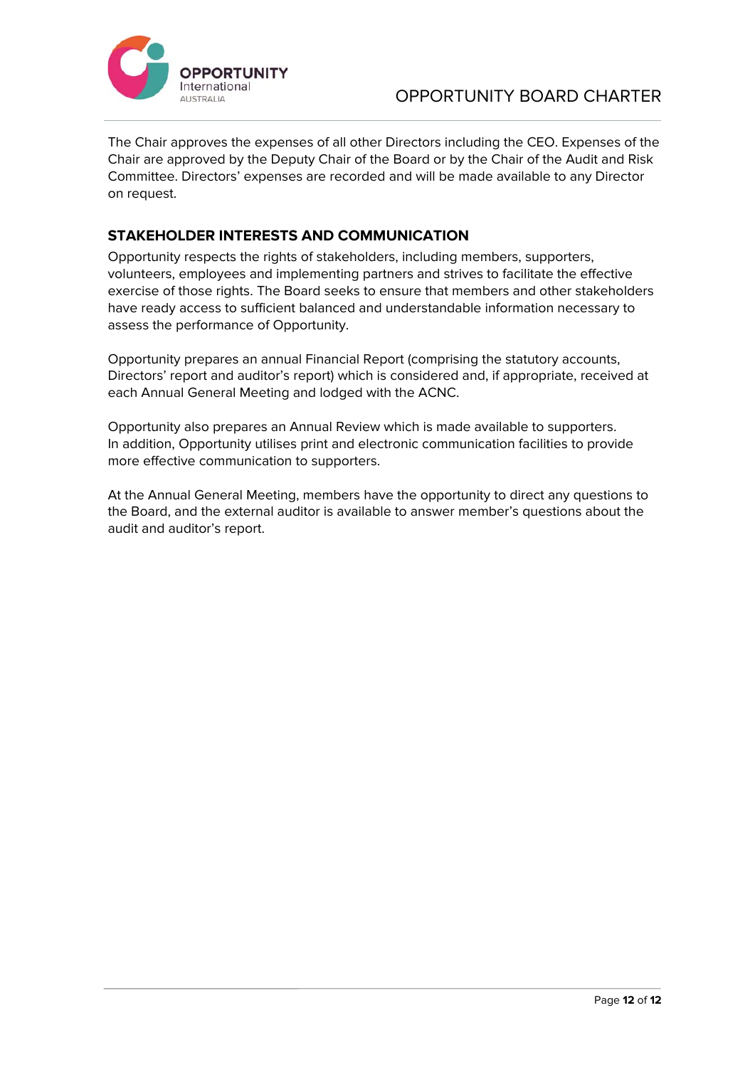The Chair approves the expenses of all other Directors including the CEO. Expenses of the Chair are approved by the Deputy Chair of the Board or by the Chair of the Audit and Risk Committee. Directors' expenses are recorded and will be made available to any Director on request.

## STAKEHOLDER INTERESTS AND COMMUNICATION

Opportunity respects the rights of stakeholders, including members, supporters, volunteers, employees and implementing partners and strives to facilitate the effective exercise of those rights. The Board seeks to ensure that members and other stakeholders have ready access to sufficient balanced and understandable information necessary to assess the performance of Opportunity.

Opportunity prepares an annual Financial Report (comprising the statutory accounts, Directors' report and auditor's report) which is considered and, if appropriate, received at each Annual General Meeting and lodged with the ACNC.

Opportunity also prepares an Annual Review which is made available to supporters. In addition, Opportunity utilises print and electronic communication facilities to provide more effective communication to supporters.

At the Annual General Meeting, members have the opportunity to direct any questions to the Board, and the external auditor is available to answer member's questions about the audit and auditor's report.